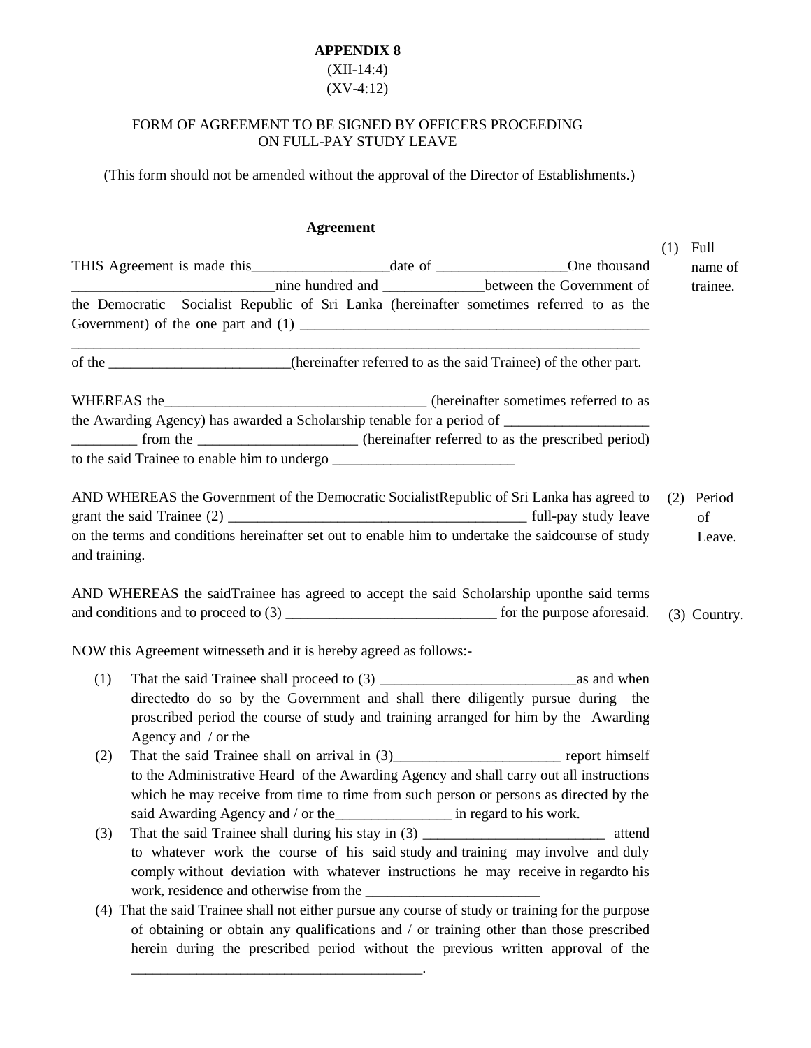**APPENDIX 8**

(XII-14:4)

(XV-4:12)

FORM OF AGREEMENT TO BE SIGNED BY OFFICERS PROCEEDING ON FULL-PAY STUDY LEAVE

(This form should not be amended without the approval of the Director of Establishments.)

**Agreement**

THIS Agreement is made this___________________date of __________________One thousand ____________________________nine hundred and ______________between the Government of the Democratic Socialist Republic of Sri Lanka (hereinafter sometimes referred to as the Government) of the one part and (1) _________________________________________________ ________________________________________________________________________________ of the _________________________(hereinafter referred to as the said Trainee) of the other part.

(1) Full name of trainee.

WHEREAS the____________________________________ (hereinafter sometimes referred to as the Awarding Agency) has awarded a Scholarship tenable for a period of ____________________ _________ from the ______________________ (hereinafter referred to as the prescribed period) to the said Trainee to enable him to undergo _________________________

AND WHEREAS the Government of the Democratic SocialistRepublic of Sri Lanka has agreed to grant the said Trainee (2) __________________________________________ full-pay study leave on the terms and conditions hereinafter set out to enable him to undertake the saidcourse of study and training.

(2) Period of Leave.

AND WHEREAS the saidTrainee has agreed to accept the said Scholarship uponthe said terms and conditions and to proceed to (3) _____________________________ for the purpose aforesaid.

(3) Country.

NOW this Agreement witnesseth and it is hereby agreed as follows:-

(1) That the said Trainee shall proceed to (3) ___________________________as and when directedto do so by the Government and shall there diligently pursue during the proscribed period the course of study and training arranged for him by the Awarding Agency and / or the

(2) That the said Trainee shall on arrival in (3)_______________________ report himself to the Administrative Heard of the Awarding Agency and shall carry out all instructions which he may receive from time to time from such person or persons as directed by the said Awarding Agency and / or the________________ in regard to his work.

(3) That the said Trainee shall during his stay in (3) _________________________ attend to whatever work the course of his said study and training may involve and duly comply without deviation with whatever instructions he may receive in regardto his work, residence and otherwise from the ________________________

(4) That the said Trainee shall not either pursue any course of study or training for the purpose of obtaining or obtain any qualifications and / or training other than those prescribed herein during the prescribed period without the previous written approval of the ________________________________________.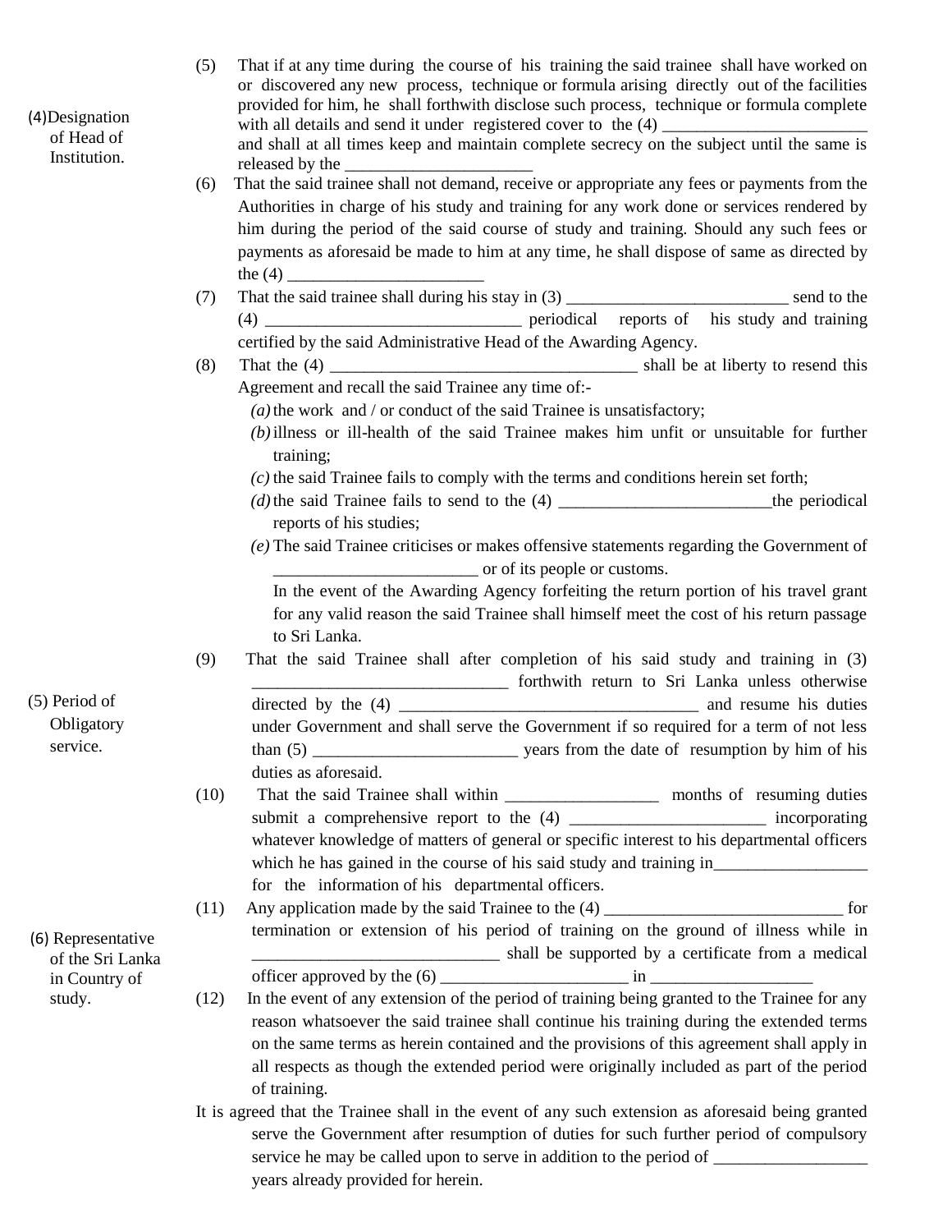(4) Designation of Head of Institution.

(5) That if at any time during the course of his training the said trainee shall have worked on or discovered any new process, technique or formula arising directly out of the facilities provided for him, he shall forthwith disclose such process, technique or formula complete with all details and send it under registered cover to the (4) ________________________ and shall at all times keep and maintain complete secrecy on the subject until the same is released by the ______________________

(6) That the said trainee shall not demand, receive or appropriate any fees or payments from the Authorities in charge of his study and training for any work done or services rendered by him during the period of the said course of study and training. Should any such fees or payments as aforesaid be made to him at any time, he shall dispose of same as directed by the (4) _______________________

(7) That the said trainee shall during his stay in (3) __________________________ send to the (4) ______________________________ periodical reports of his study and training certified by the said Administrative Head of the Awarding Agency.

(8) That the (4) ____________________________________ shall be at liberty to resend this Agreement and recall the said Trainee any time of:-

*(a)* the work and / or conduct of the said Trainee is unsatisfactory;

*(b)* illness or ill-health of the said Trainee makes him unfit or unsuitable for further training;

*(c)* the said Trainee fails to comply with the terms and conditions herein set forth;

*(d)* the said Trainee fails to send to the (4) _________________________the periodical reports of his studies;

*(e)* The said Trainee criticises or makes offensive statements regarding the Government of _______________________ or of its people or customs.

In the event of the Awarding Agency forfeiting the return portion of his travel grant for any valid reason the said Trainee shall himself meet the cost of his return passage to Sri Lanka.

(5) Period of Obligatory service.

(9) That the said Trainee shall after completion of his said study and training in (3) ______________________________ forthwith return to Sri Lanka unless otherwise directed by the (4) __________________________________ and resume his duties under Government and shall serve the Government if so required for a term of not less than (5) _______________________ years from the date of resumption by him of his duties as aforesaid.

(10) That the said Trainee shall within _________________ months of resuming duties submit a comprehensive report to the (4) ______________________ incorporating whatever knowledge of matters of general or specific interest to his departmental officers which he has gained in the course of his said study and training in_________________ for the information of his departmental officers.

(6) Representative of the Sri Lanka in Country of study.

(11) Any application made by the said Trainee to the (4) ___________________________ for termination or extension of his period of training on the ground of illness while in _____________________________ shall be supported by a certificate from a medical officer approved by the (6) _____________________ in __________________

(12) In the event of any extension of the period of training being granted to the Trainee for any reason whatsoever the said trainee shall continue his training during the extended terms on the same terms as herein contained and the provisions of this agreement shall apply in all respects as though the extended period were originally included as part of the period of training.

It is agreed that the Trainee shall in the event of any such extension as aforesaid being granted serve the Government after resumption of duties for such further period of compulsory service he may be called upon to serve in addition to the period of __________________ years already provided for herein.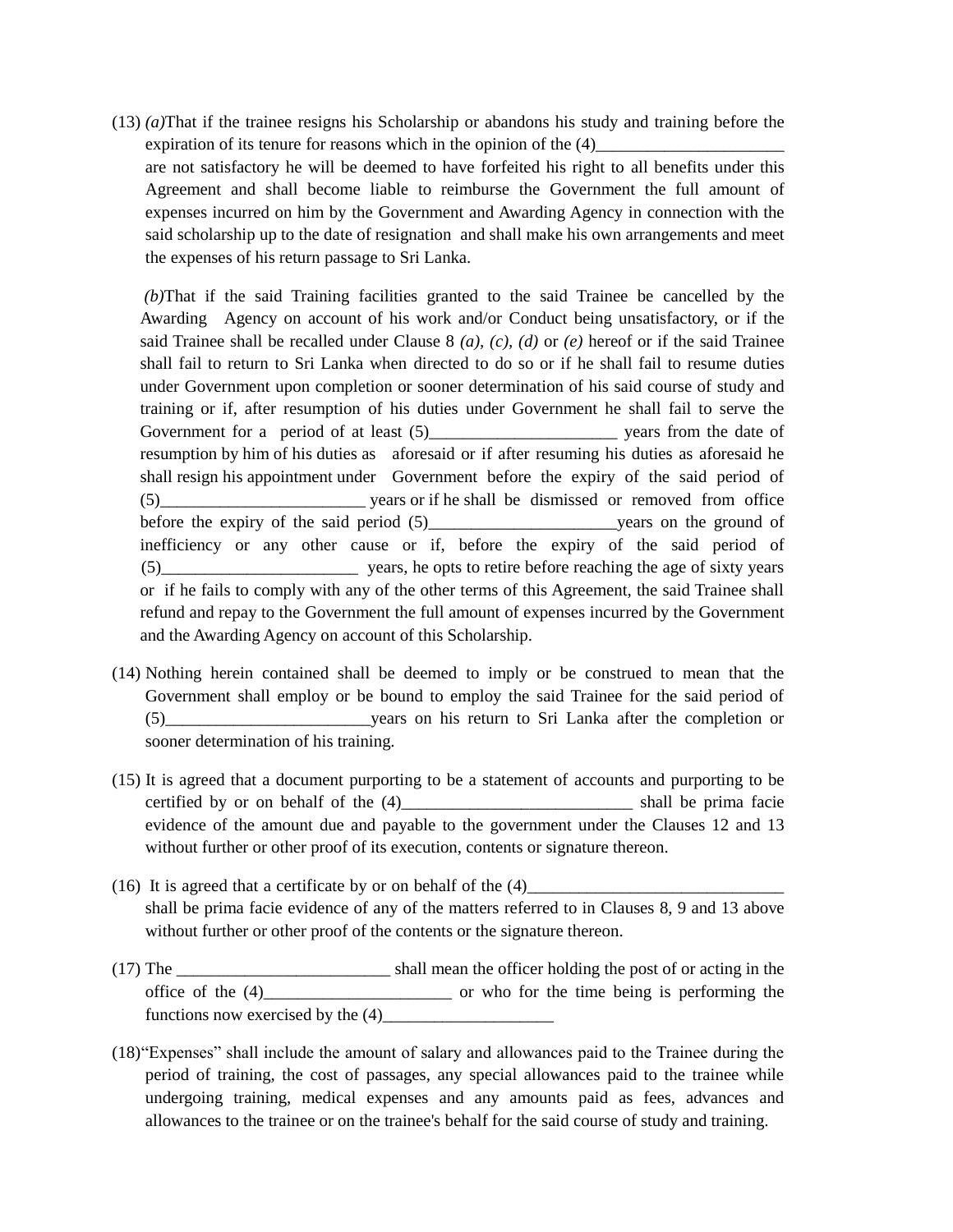(13) *(a)*That if the trainee resigns his Scholarship or abandons his study and training before the expiration of its tenure for reasons which in the opinion of the (4)______________________ are not satisfactory he will be deemed to have forfeited his right to all benefits under this Agreement and shall become liable to reimburse the Government the full amount of expenses incurred on him by the Government and Awarding Agency in connection with the said scholarship up to the date of resignation and shall make his own arrangements and meet the expenses of his return passage to Sri Lanka.

*(b)*That if the said Training facilities granted to the said Trainee be cancelled by the Awarding Agency on account of his work and/or Conduct being unsatisfactory, or if the said Trainee shall be recalled under Clause 8 *(a), (c), (d)* or *(e)* hereof or if the said Trainee shall fail to return to Sri Lanka when directed to do so or if he shall fail to resume duties under Government upon completion or sooner determination of his said course of study and training or if, after resumption of his duties under Government he shall fail to serve the Government for a period of at least (5)______________________ years from the date of resumption by him of his duties as aforesaid or if after resuming his duties as aforesaid he shall resign his appointment under Government before the expiry of the said period of (5)________________________ years or if he shall be dismissed or removed from office before the expiry of the said period (5)______________________years on the ground of inefficiency or any other cause or if, before the expiry of the said period of (5)_______________________ years, he opts to retire before reaching the age of sixty years or if he fails to comply with any of the other terms of this Agreement, the said Trainee shall refund and repay to the Government the full amount of expenses incurred by the Government and the Awarding Agency on account of this Scholarship.

(14) Nothing herein contained shall be deemed to imply or be construed to mean that the Government shall employ or be bound to employ the said Trainee for the said period of (5)________________________years on his return to Sri Lanka after the completion or sooner determination of his training.

(15) It is agreed that a document purporting to be a statement of accounts and purporting to be certified by or on behalf of the (4)___________________________ shall be prima facie evidence of the amount due and payable to the government under the Clauses 12 and 13 without further or other proof of its execution, contents or signature thereon.

(16) It is agreed that a certificate by or on behalf of the (4)______________________________ shall be prima facie evidence of any of the matters referred to in Clauses 8, 9 and 13 above without further or other proof of the contents or the signature thereon.

(17) The _________________________ shall mean the officer holding the post of or acting in the office of the (4)______________________ or who for the time being is performing the functions now exercised by the (4)____________________

(18)"Expenses" shall include the amount of salary and allowances paid to the Trainee during the period of training, the cost of passages, any special allowances paid to the trainee while undergoing training, medical expenses and any amounts paid as fees, advances and allowances to the trainee or on the trainee's behalf for the said course of study and training.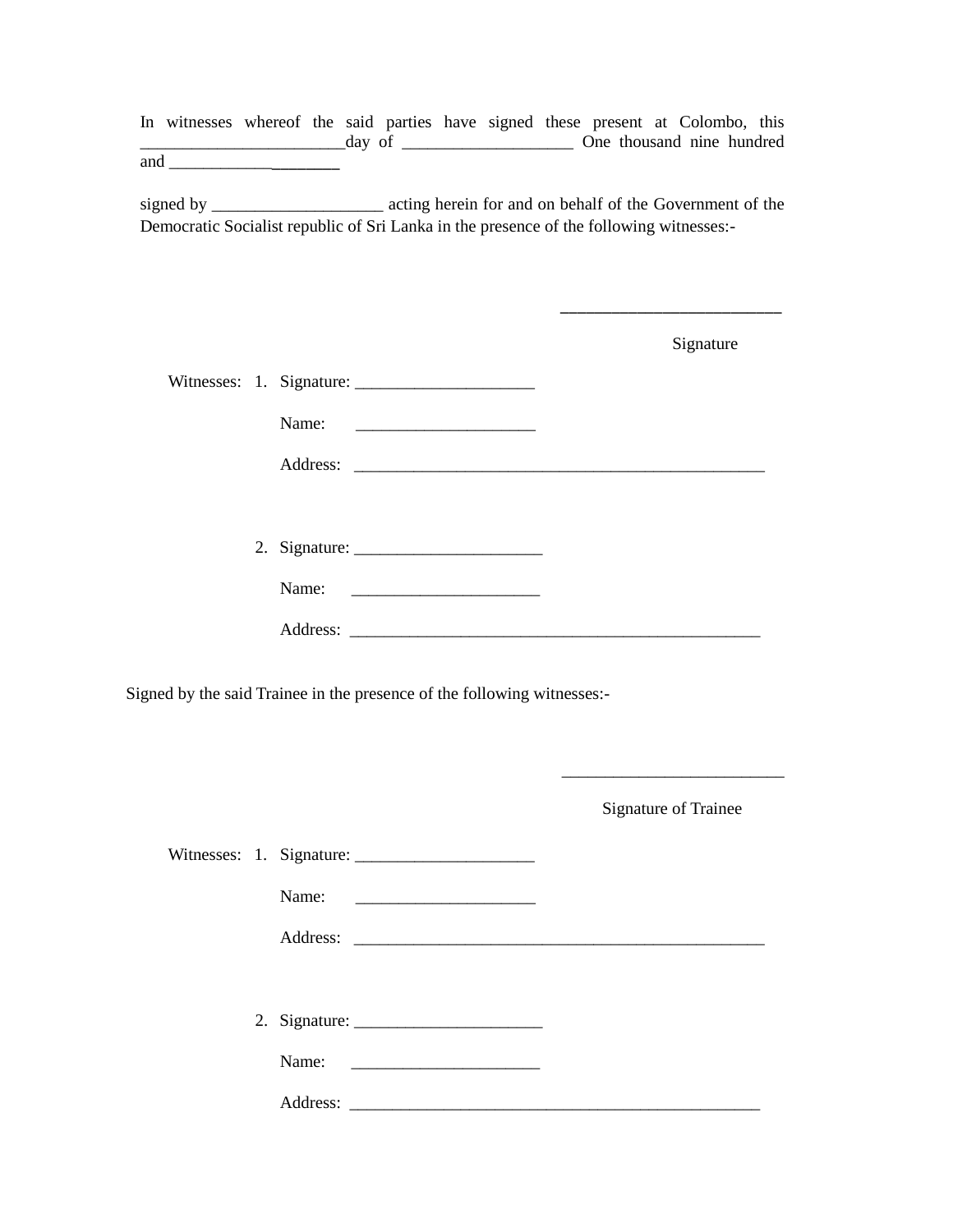In witnesses whereof the said parties have signed these present at Colombo, this ________________________day of ____________________ One thousand nine hundred and ____________________

signed by ____________________ acting herein for and on behalf of the Government of the Democratic Socialist republic of Sri Lanka in the presence of the following witnesses:-

__________________________

Signature

Witnesses: 1. Signature: _____________________

Name: _____________________

Address: __________________________________________________

2. Signature: ______________________

Name: ______________________

Address: __________________________________________________

Signed by the said Trainee in the presence of the following witnesses:-

__________________________

Signature of Trainee

Witnesses: 1. Signature: _____________________

Name: _____________________

Address: __________________________________________________

2. Signature: ______________________

Name: ______________________

Address: __________________________________________________